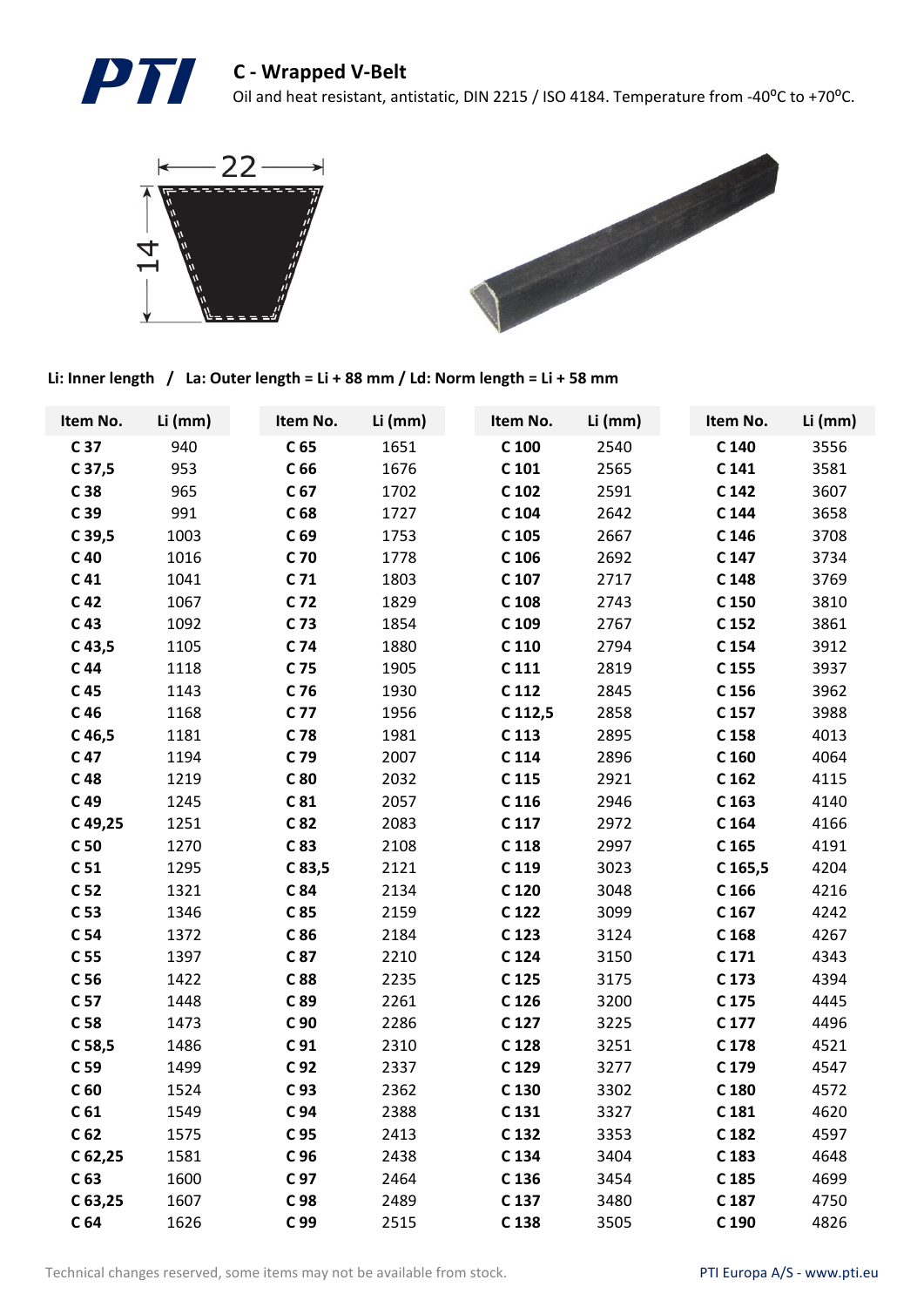# C - Wrapped V-Belt

Oil and heat resistant, antistatic, DIN 2215 / ISO 4184. Temperature from -40ºC to +70ºC.

**Li: Inner length / La: Outer length = Li + 88 mm / Ld: Norm length = Li + 58 mm**

| Item No. | Li (mm) | Item No. | Li (mm) | Item No. | Li (mm) | Item No. | Li (mm) |
|---|---|---|---|---|---|---|---|
| **C 37** | 940 | **C 65** | 1651 | **C 100** | 2540 | **C 140** | 3556 |
| **C 37,5** | 953 | **C 66** | 1676 | **C 101** | 2565 | **C 141** | 3581 |
| **C 38** | 965 | **C 67** | 1702 | **C 102** | 2591 | **C 142** | 3607 |
| **C 39** | 991 | **C 68** | 1727 | **C 104** | 2642 | **C 144** | 3658 |
| **C 39,5** | 1003 | **C 69** | 1753 | **C 105** | 2667 | **C 146** | 3708 |
| **C 40** | 1016 | **C 70** | 1778 | **C 106** | 2692 | **C 147** | 3734 |
| **C 41** | 1041 | **C 71** | 1803 | **C 107** | 2717 | **C 148** | 3769 |
| **C 42** | 1067 | **C 72** | 1829 | **C 108** | 2743 | **C 150** | 3810 |
| **C 43** | 1092 | **C 73** | 1854 | **C 109** | 2767 | **C 152** | 3861 |
| **C 43,5** | 1105 | **C 74** | 1880 | **C 110** | 2794 | **C 154** | 3912 |
| **C 44** | 1118 | **C 75** | 1905 | **C 111** | 2819 | **C 155** | 3937 |
| **C 45** | 1143 | **C 76** | 1930 | **C 112** | 2845 | **C 156** | 3962 |
| **C 46** | 1168 | **C 77** | 1956 | **C 112,5** | 2858 | **C 157** | 3988 |
| **C 46,5** | 1181 | **C 78** | 1981 | **C 113** | 2895 | **C 158** | 4013 |
| **C 47** | 1194 | **C 79** | 2007 | **C 114** | 2896 | **C 160** | 4064 |
| **C 48** | 1219 | **C 80** | 2032 | **C 115** | 2921 | **C 162** | 4115 |
| **C 49** | 1245 | **C 81** | 2057 | **C 116** | 2946 | **C 163** | 4140 |
| **C 49,25** | 1251 | **C 82** | 2083 | **C 117** | 2972 | **C 164** | 4166 |
| **C 50** | 1270 | **C 83** | 2108 | **C 118** | 2997 | **C 165** | 4191 |
| **C 51** | 1295 | **C 83,5** | 2121 | **C 119** | 3023 | **C 165,5** | 4204 |
| **C 52** | 1321 | **C 84** | 2134 | **C 120** | 3048 | **C 166** | 4216 |
| **C 53** | 1346 | **C 85** | 2159 | **C 122** | 3099 | **C 167** | 4242 |
| **C 54** | 1372 | **C 86** | 2184 | **C 123** | 3124 | **C 168** | 4267 |
| **C 55** | 1397 | **C 87** | 2210 | **C 124** | 3150 | **C 171** | 4343 |
| **C 56** | 1422 | **C 88** | 2235 | **C 125** | 3175 | **C 173** | 4394 |
| **C 57** | 1448 | **C 89** | 2261 | **C 126** | 3200 | **C 175** | 4445 |
| **C 58** | 1473 | **C 90** | 2286 | **C 127** | 3225 | **C 177** | 4496 |
| **C 58,5** | 1486 | **C 91** | 2310 | **C 128** | 3251 | **C 178** | 4521 |
| **C 59** | 1499 | **C 92** | 2337 | **C 129** | 3277 | **C 179** | 4547 |
| **C 60** | 1524 | **C 93** | 2362 | **C 130** | 3302 | **C 180** | 4572 |
| **C 61** | 1549 | **C 94** | 2388 | **C 131** | 3327 | **C 181** | 4620 |
| **C 62** | 1575 | **C 95** | 2413 | **C 132** | 3353 | **C 182** | 4597 |
| **C 62,25** | 1581 | **C 96** | 2438 | **C 134** | 3404 | **C 183** | 4648 |
| **C 63** | 1600 | **C 97** | 2464 | **C 136** | 3454 | **C 185** | 4699 |
| **C 63,25** | 1607 | **C 98** | 2489 | **C 137** | 3480 | **C 187** | 4750 |
| **C 64** | 1626 | **C 99** | 2515 | **C 138** | 3505 | **C 190** | 4826 |

Technical changes reserved, some items may not be available from stock.

PTI Europa A/S - www.pti.eu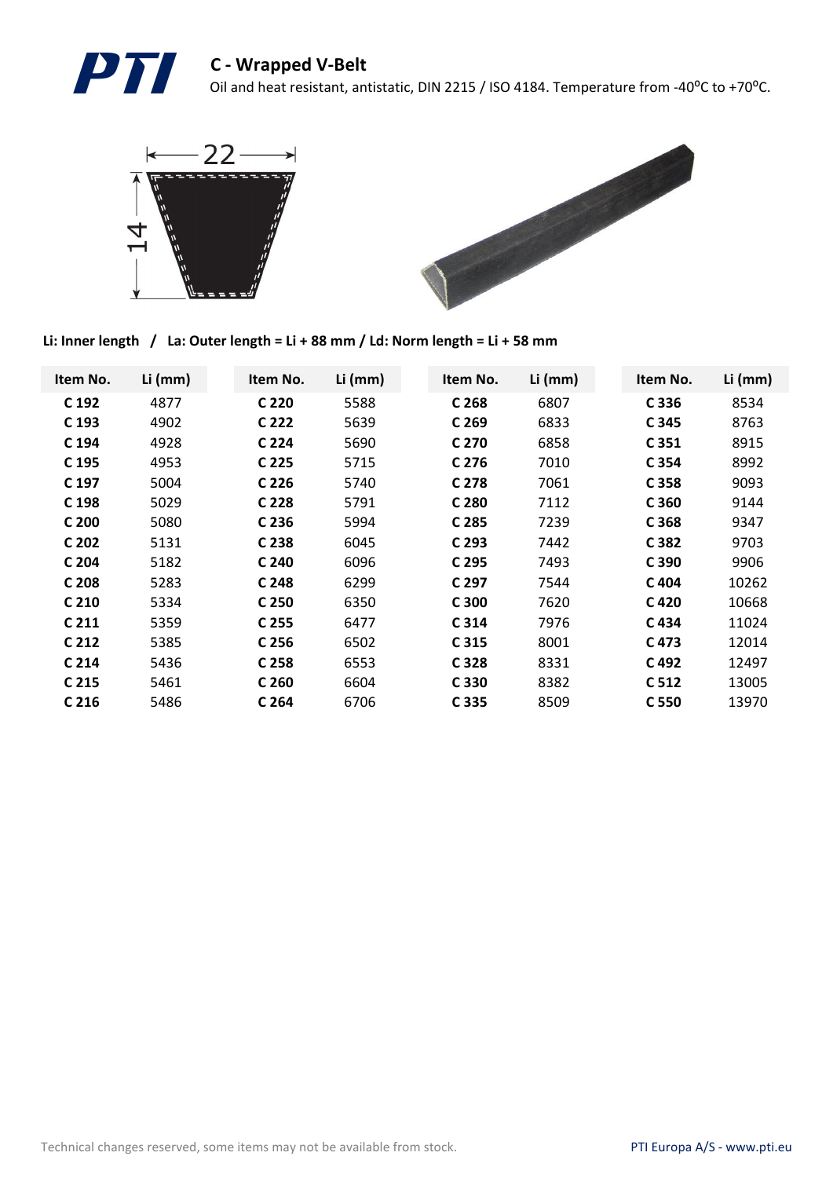## C - Wrapped V-Belt

Oil and heat resistant, antistatic, DIN 2215 / ISO 4184. Temperature from -40ºC to +70ºC.

22

14

**Li: Inner length / La: Outer length = Li + 88 mm / Ld: Norm length = Li + 58 mm**

| Item No. | Li (mm) | Item No. | Li (mm) | Item No. | Li (mm) | Item No. | Li (mm) |
|---|---|---|---|---|---|---|---|
| **C 192** | 4877 | **C 220** | 5588 | **C 268** | 6807 | **C 336** | 8534 |
| **C 193** | 4902 | **C 222** | 5639 | **C 269** | 6833 | **C 345** | 8763 |
| **C 194** | 4928 | **C 224** | 5690 | **C 270** | 6858 | **C 351** | 8915 |
| **C 195** | 4953 | **C 225** | 5715 | **C 276** | 7010 | **C 354** | 8992 |
| **C 197** | 5004 | **C 226** | 5740 | **C 278** | 7061 | **C 358** | 9093 |
| **C 198** | 5029 | **C 228** | 5791 | **C 280** | 7112 | **C 360** | 9144 |
| **C 200** | 5080 | **C 236** | 5994 | **C 285** | 7239 | **C 368** | 9347 |
| **C 202** | 5131 | **C 238** | 6045 | **C 293** | 7442 | **C 382** | 9703 |
| **C 204** | 5182 | **C 240** | 6096 | **C 295** | 7493 | **C 390** | 9906 |
| **C 208** | 5283 | **C 248** | 6299 | **C 297** | 7544 | **C 404** | 10262 |
| **C 210** | 5334 | **C 250** | 6350 | **C 300** | 7620 | **C 420** | 10668 |
| **C 211** | 5359 | **C 255** | 6477 | **C 314** | 7976 | **C 434** | 11024 |
| **C 212** | 5385 | **C 256** | 6502 | **C 315** | 8001 | **C 473** | 12014 |
| **C 214** | 5436 | **C 258** | 6553 | **C 328** | 8331 | **C 492** | 12497 |
| **C 215** | 5461 | **C 260** | 6604 | **C 330** | 8382 | **C 512** | 13005 |
| **C 216** | 5486 | **C 264** | 6706 | **C 335** | 8509 | **C 550** | 13970 |

Technical changes reserved, some items may not be available from stock.

PTI Europa A/S - www.pti.eu